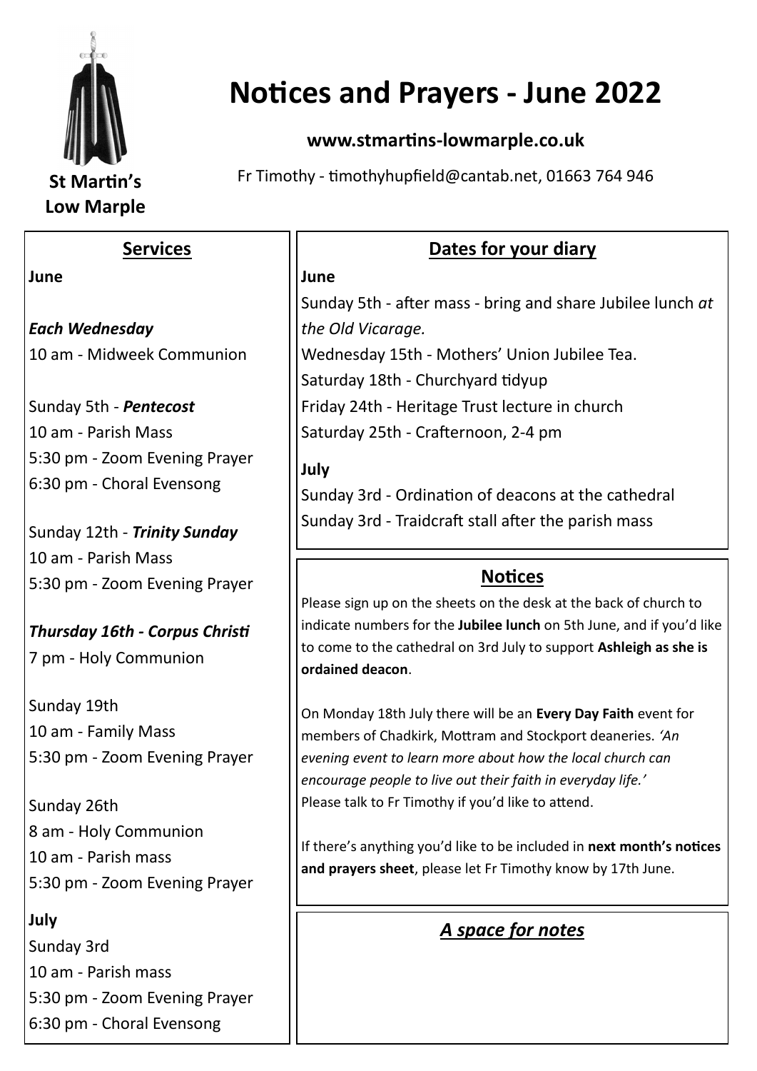St Martin's
Low Marple

# Notices and Prayers - June 2022

**www.stmartins-lowmarple.co.uk**

Fr Timothy - timothyhupfield@cantab.net, 01663 764 946

## Services

**June**

***Each Wednesday***
10 am - Midweek Communion

Sunday 5th - ***Pentecost***
10 am - Parish Mass
5:30 pm - Zoom Evening Prayer
6:30 pm - Choral Evensong

Sunday 12th - ***Trinity Sunday***
10 am - Parish Mass
5:30 pm - Zoom Evening Prayer

***Thursday 16th - Corpus Christi***
7 pm - Holy Communion

Sunday 19th
10 am - Family Mass
5:30 pm - Zoom Evening Prayer

Sunday 26th
8 am - Holy Communion
10 am - Parish mass
5:30 pm - Zoom Evening Prayer

**July**
Sunday 3rd
10 am - Parish mass
5:30 pm - Zoom Evening Prayer
6:30 pm - Choral Evensong

## Dates for your diary

**June**
Sunday 5th - after mass - bring and share Jubilee lunch *at the Old Vicarage.*
Wednesday 15th - Mothers' Union Jubilee Tea.
Saturday 18th - Churchyard tidyup
Friday 24th - Heritage Trust lecture in church
Saturday 25th - Crafternoon, 2-4 pm

**July**
Sunday 3rd - Ordination of deacons at the cathedral
Sunday 3rd - Traidcraft stall after the parish mass

## Notices

Please sign up on the sheets on the desk at the back of church to indicate numbers for the **Jubilee lunch** on 5th June, and if you'd like to come to the cathedral on 3rd July to support **Ashleigh as she is ordained deacon**.

On Monday 18th July there will be an **Every Day Faith** event for members of Chadkirk, Mottram and Stockport deaneries. *'An evening event to learn more about how the local church can encourage people to live out their faith in everyday life.'*
Please talk to Fr Timothy if you'd like to attend.

If there's anything you'd like to be included in **next month's notices and prayers sheet**, please let Fr Timothy know by 17th June.

## *A space for notes*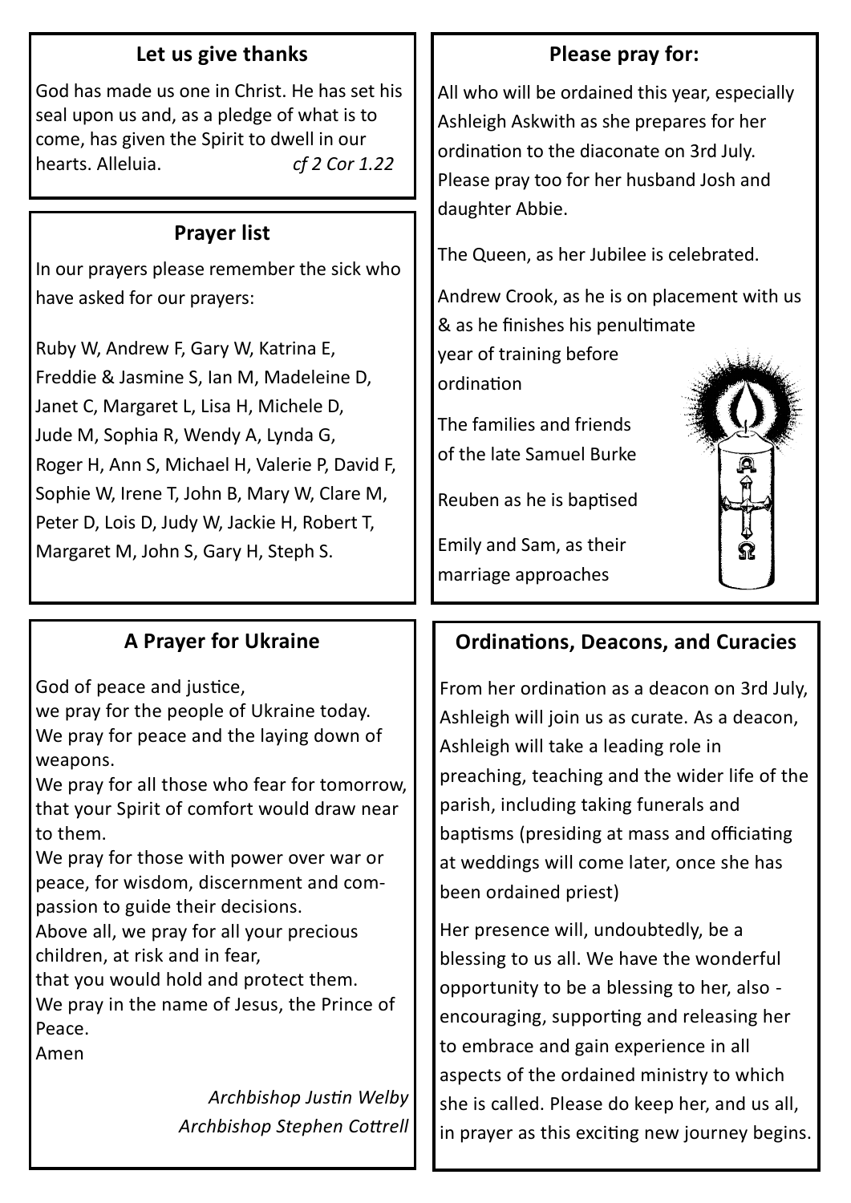## Let us give thanks

God has made us one in Christ. He has set his seal upon us and, as a pledge of what is to come, has given the Spirit to dwell in our hearts. Alleluia. *cf 2 Cor 1.22*

## Prayer list

In our prayers please remember the sick who have asked for our prayers:

Ruby W, Andrew F, Gary W, Katrina E, Freddie & Jasmine S, Ian M, Madeleine D, Janet C, Margaret L, Lisa H, Michele D, Jude M, Sophia R, Wendy A, Lynda G, Roger H, Ann S, Michael H, Valerie P, David F, Sophie W, Irene T, John B, Mary W, Clare M, Peter D, Lois D, Judy W, Jackie H, Robert T, Margaret M, John S, Gary H, Steph S.

## Please pray for:

All who will be ordained this year, especially Ashleigh Askwith as she prepares for her ordination to the diaconate on 3rd July. Please pray too for her husband Josh and daughter Abbie.

The Queen, as her Jubilee is celebrated.

Andrew Crook, as he is on placement with us & as he finishes his penultimate year of training before ordination

The families and friends of the late Samuel Burke

Reuben as he is baptised

Emily and Sam, as their marriage approaches

## A Prayer for Ukraine

God of peace and justice,
we pray for the people of Ukraine today.
We pray for peace and the laying down of weapons.
We pray for all those who fear for tomorrow, that your Spirit of comfort would draw near to them.
We pray for those with power over war or peace, for wisdom, discernment and compassion to guide their decisions.
Above all, we pray for all your precious children, at risk and in fear,
that you would hold and protect them.
We pray in the name of Jesus, the Prince of Peace.
Amen

*Archbishop Justin Welby*
*Archbishop Stephen Cottrell*

## Ordinations, Deacons, and Curacies

From her ordination as a deacon on 3rd July, Ashleigh will join us as curate. As a deacon, Ashleigh will take a leading role in preaching, teaching and the wider life of the parish, including taking funerals and baptisms (presiding at mass and officiating at weddings will come later, once she has been ordained priest)

Her presence will, undoubtedly, be a blessing to us all. We have the wonderful opportunity to be a blessing to her, also - encouraging, supporting and releasing her to embrace and gain experience in all aspects of the ordained ministry to which she is called. Please do keep her, and us all, in prayer as this exciting new journey begins.